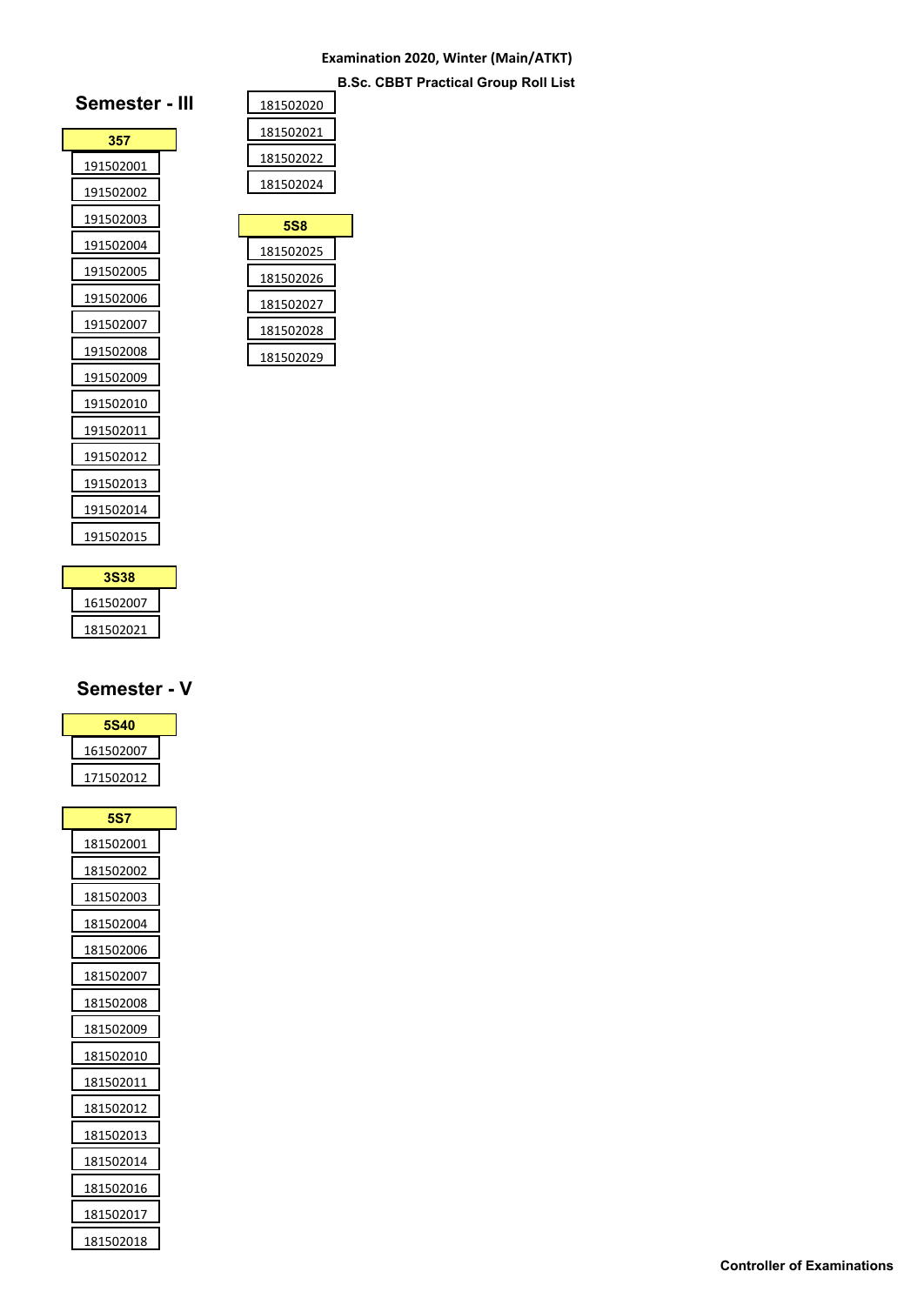**Examination 2020, Winter (Main/ATKT)**

**B.Sc. CBBT Practical Group Roll List**

## Semester - III

| 357 |
|---|
| 191502001 |
| 191502002 |
| 191502003 |
| 191502004 |
| 191502005 |
| 191502006 |
| 191502007 |
| 191502008 |
| 191502009 |
| 191502010 |
| 191502011 |
| 191502012 |
| 191502013 |
| 191502014 |
| 191502015 |

| 3S38 |
|---|
| 161502007 |
| 181502021 |

## Semester - V

| 5S40 |
|---|
| 161502007 |
| 171502012 |

| 5S7 |
|---|
| 181502001 |
| 181502002 |
| 181502003 |
| 181502004 |
| 181502006 |
| 181502007 |
| 181502008 |
| 181502009 |
| 181502010 |
| 181502011 |
| 181502012 |
| 181502013 |
| 181502014 |
| 181502016 |
| 181502017 |
| 181502018 |
| 181502020 |
| 181502021 |
| 181502022 |
| 181502024 |

| 5S8 |
|---|
| 181502025 |
| 181502026 |
| 181502027 |
| 181502028 |
| 181502029 |

**Controller of Examinations**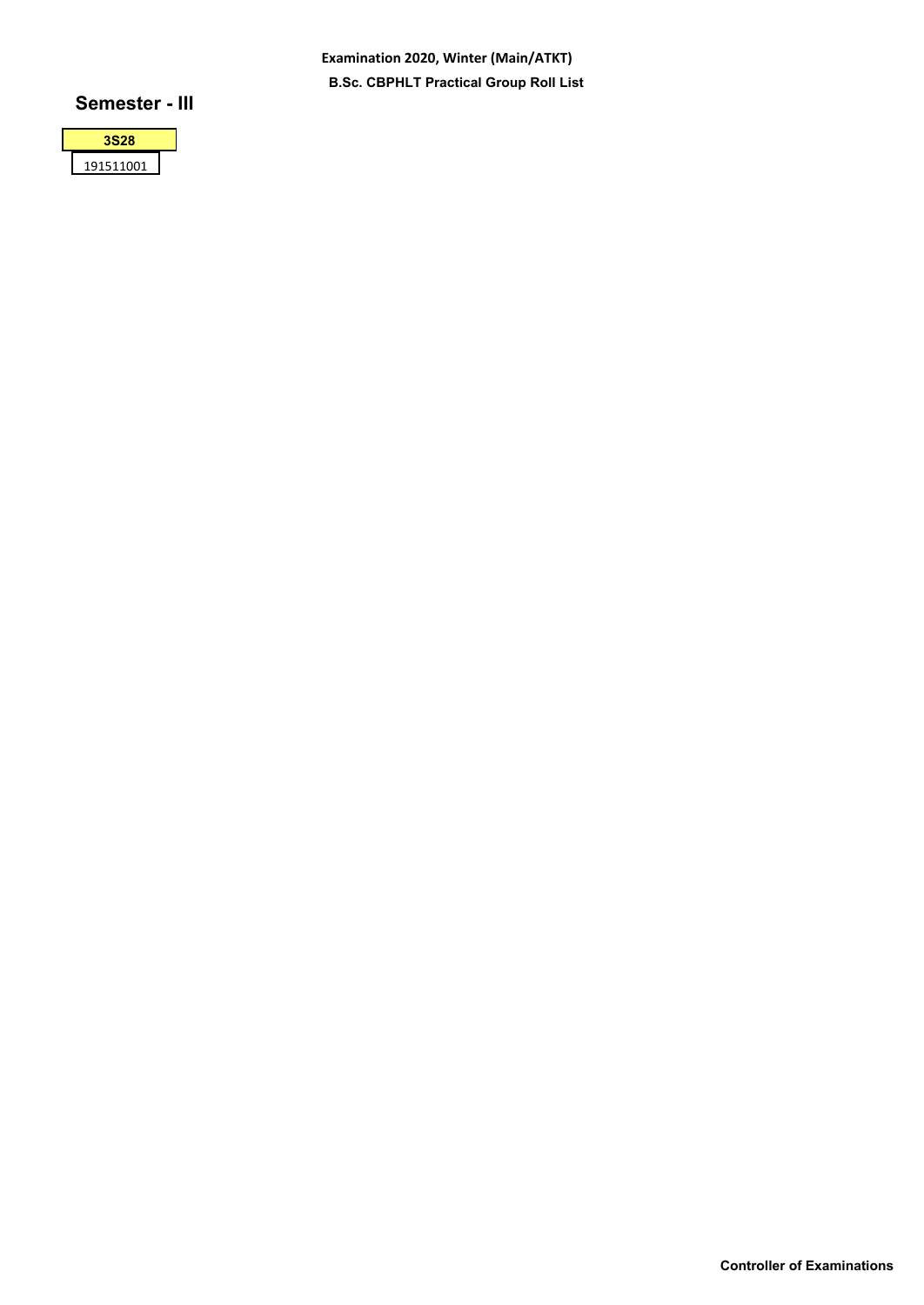Examination 2020, Winter (Main/ATKT)

**B.Sc. CBPHLT Practical Group Roll List**

## Semester - III

| 3S28 |
| --- |
| 191511001 |

**Controller of Examinations**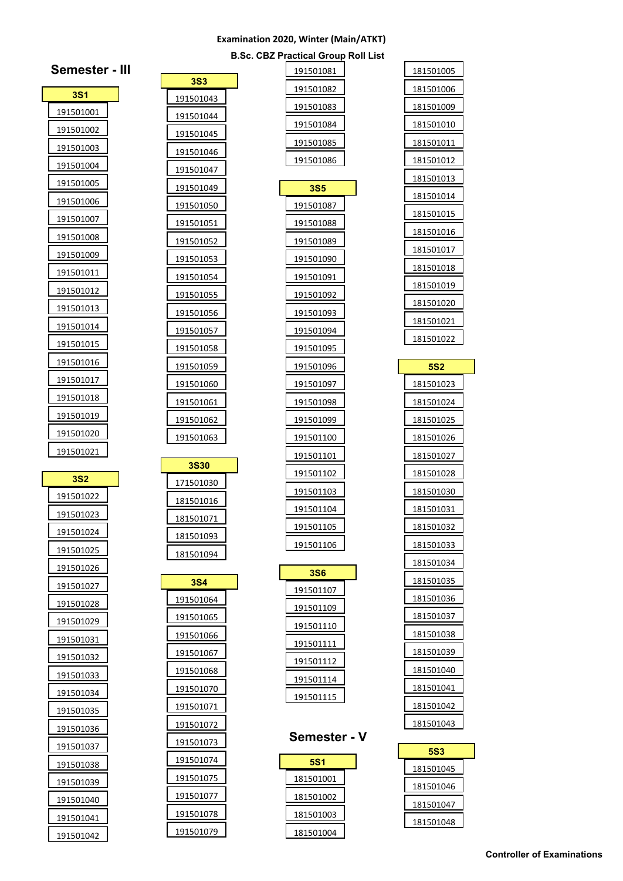**Examination 2020, Winter (Main/ATKT)**

**B.Sc. CBZ Practical Group Roll List**

## Semester - III

### 3S1

191501001
191501002
191501003
191501004
191501005
191501006
191501007
191501008
191501009
191501011
191501012
191501013
191501014
191501015
191501016
191501017
191501018
191501019
191501020
191501021

### 3S2

191501022
191501023
191501024
191501025
191501026
191501027
191501028
191501029
191501031
191501032
191501033
191501034
191501035
191501036
191501037
191501038
191501039
191501040
191501041
191501042

### 3S3

191501043
191501044
191501045
191501046
191501047
191501049
191501050
191501051
191501052
191501053
191501054
191501055
191501056
191501057
191501058
191501059
191501060
191501061
191501062
191501063

### 3S30

171501030
181501016
181501071
181501093
181501094

### 3S4

191501064
191501065
191501066
191501067
191501068
191501070
191501071
191501072
191501073
191501074
191501075
191501077
191501078
191501079
191501081
191501082
191501083
191501084
191501085
191501086

### 3S5

191501087
191501088
191501089
191501090
191501091
191501092
191501093
191501094
191501095
191501096
191501097
191501098
191501099
191501100
191501101
191501102
191501103
191501104
191501105
191501106

### 3S6

191501107
191501109
191501110
191501111
191501112
191501114
191501115

## Semester - V

### 5S1

181501001
181501002
181501003
181501004
181501005
181501006
181501009
181501010
181501011
181501012
181501013
181501014
181501015
181501016
181501017
181501018
181501019
181501020
181501021
181501022

### 5S2

181501023
181501024
181501025
181501026
181501027
181501028
181501030
181501031
181501032
181501033
181501034
181501035
181501036
181501037
181501038
181501039
181501040
181501041
181501042
181501043

### 5S3

181501045
181501046
181501047
181501048

**Controller of Examinations**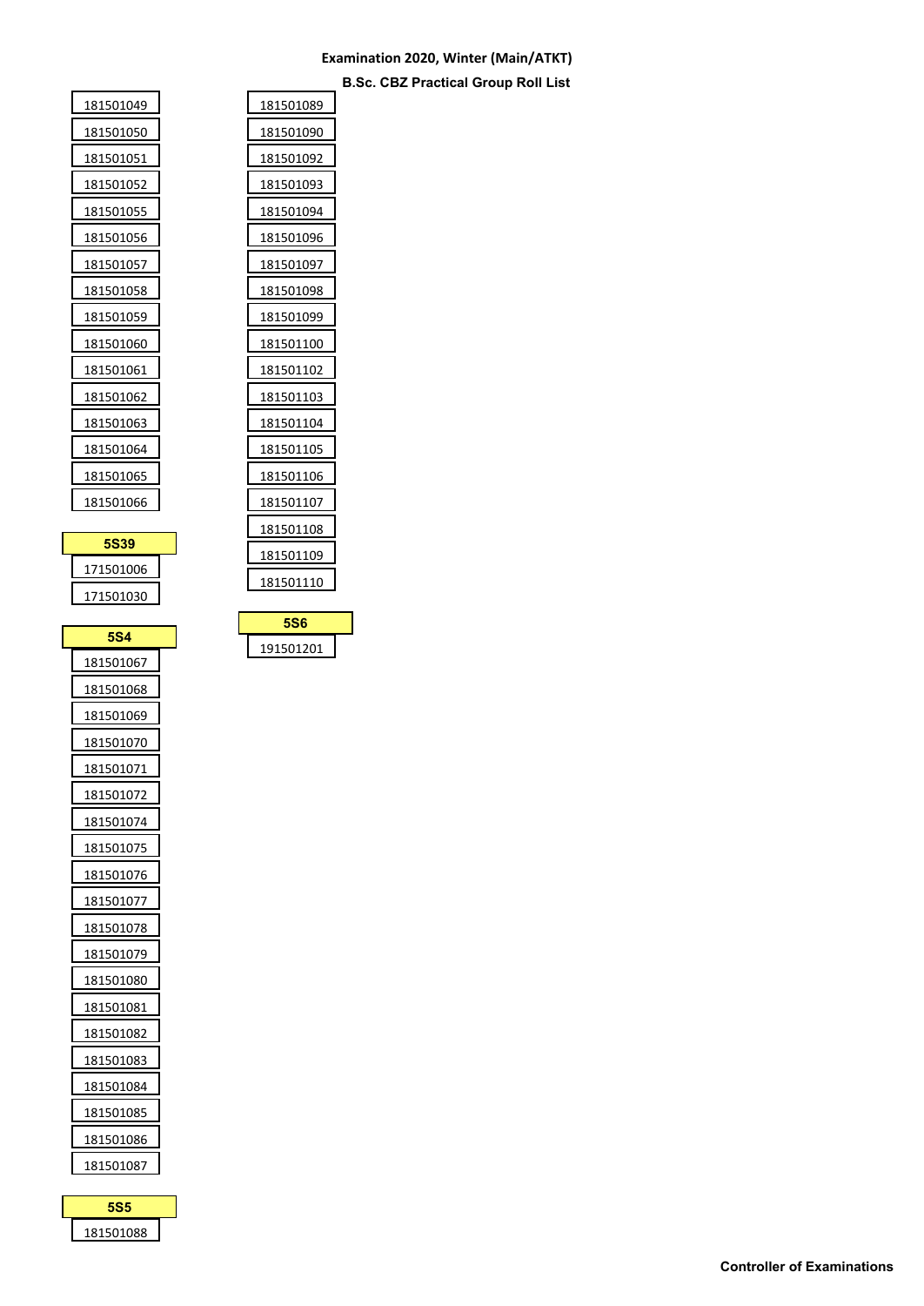**Examination 2020, Winter (Main/ATKT)**

**B.Sc. CBZ Practical Group Roll List**

181501049
181501050
181501051
181501052
181501055
181501056
181501057
181501058
181501059
181501060
181501061
181501062
181501063
181501064
181501065
181501066

**5S39**

171501006
171501030

**5S4**

181501067
181501068
181501069
181501070
181501071
181501072
181501074
181501075
181501076
181501077
181501078
181501079
181501080
181501081
181501082
181501083
181501084
181501085
181501086
181501087

**5S5**

181501088
181501089
181501090
181501092
181501093
181501094
181501096
181501097
181501098
181501099
181501100
181501102
181501103
181501104
181501105
181501106
181501107
181501108
181501109
181501110

**5S6**

191501201

**Controller of Examinations**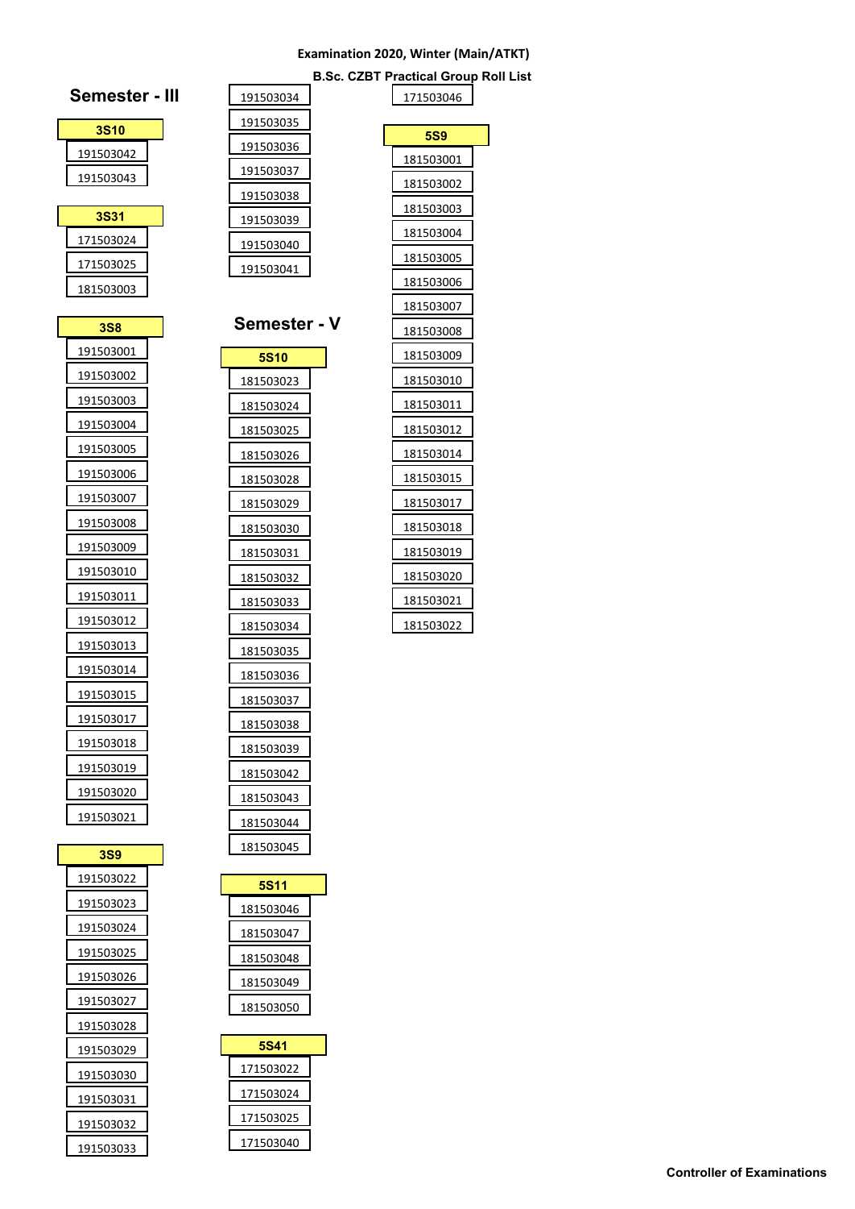**Examination 2020, Winter (Main/ATKT)**

**B.Sc. CZBT Practical Group Roll List**

## Semester - III

### 3S10

- 191503042
- 191503043

### 3S31

- 171503024
- 171503025
- 181503003

### 3S8

- 191503001
- 191503002
- 191503003
- 191503004
- 191503005
- 191503006
- 191503007
- 191503008
- 191503009
- 191503010
- 191503011
- 191503012
- 191503013
- 191503014
- 191503015
- 191503017
- 191503018
- 191503019
- 191503020
- 191503021

### 3S9

- 191503022
- 191503023
- 191503024
- 191503025
- 191503026
- 191503027
- 191503028
- 191503029
- 191503030
- 191503031
- 191503032
- 191503033
- 191503034
- 191503035
- 191503036
- 191503037
- 191503038
- 191503039
- 191503040
- 191503041

## Semester - V

### 5S10

- 181503023
- 181503024
- 181503025
- 181503026
- 181503028
- 181503029
- 181503030
- 181503031
- 181503032
- 181503033
- 181503034
- 181503035
- 181503036
- 181503037
- 181503038
- 181503039
- 181503042
- 181503043
- 181503044
- 181503045

### 5S11

- 181503046
- 181503047
- 181503048
- 181503049
- 181503050

### 5S41

- 171503022
- 171503024
- 171503025
- 171503040
- 171503046

### 5S9

- 181503001
- 181503002
- 181503003
- 181503004
- 181503005
- 181503006
- 181503007
- 181503008
- 181503009
- 181503010
- 181503011
- 181503012
- 181503014
- 181503015
- 181503017
- 181503018
- 181503019
- 181503020
- 181503021
- 181503022

**Controller of Examinations**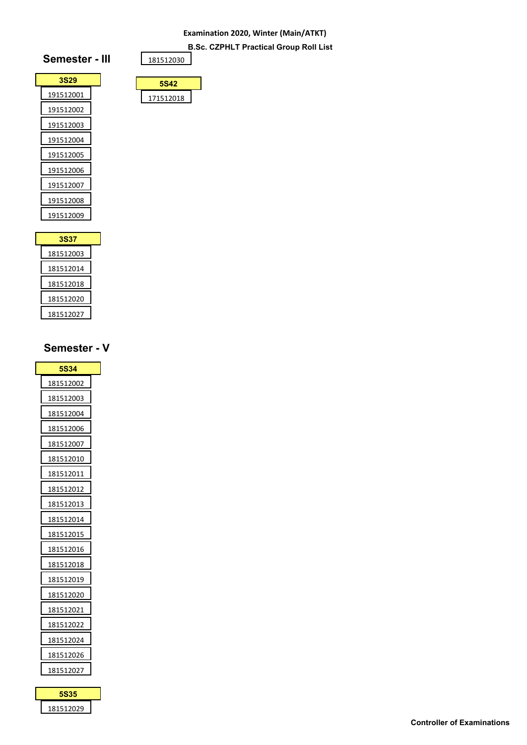**Examination 2020, Winter (Main/ATKT)**

**B.Sc. CZPHLT Practical Group Roll List**

## Semester - III

| 3S29 |
|---|
| 191512001 |
| 191512002 |
| 191512003 |
| 191512004 |
| 191512005 |
| 191512006 |
| 191512007 |
| 191512008 |
| 191512009 |

| 3S37 |
|---|
| 181512003 |
| 181512014 |
| 181512018 |
| 181512020 |
| 181512027 |

## Semester - V

| 5S34 |
|---|
| 181512002 |
| 181512003 |
| 181512004 |
| 181512006 |
| 181512007 |
| 181512010 |
| 181512011 |
| 181512012 |
| 181512013 |
| 181512014 |
| 181512015 |
| 181512016 |
| 181512018 |
| 181512019 |
| 181512020 |
| 181512021 |
| 181512022 |
| 181512024 |
| 181512026 |
| 181512027 |

| 5S35 |
|---|
| 181512029 |
| 181512030 |

| 5S42 |
|---|
| 171512018 |

**Controller of Examinations**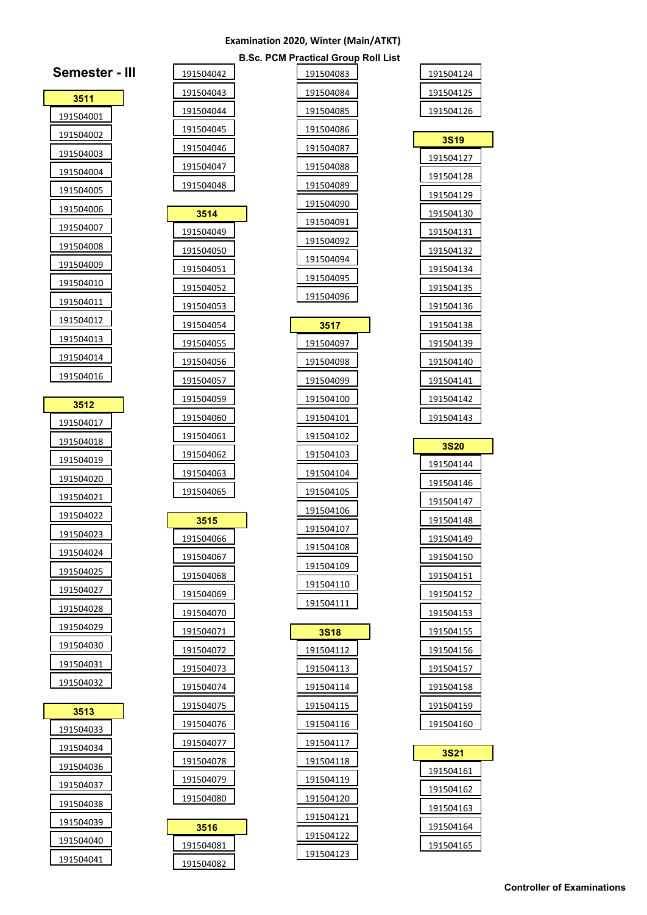**Examination 2020, Winter (Main/ATKT)**

**B.Sc. PCM Practical Group Roll List**

## Semester - III

### 3511

191504001
191504002
191504003
191504004
191504005
191504006
191504007
191504008
191504009
191504010
191504011
191504012
191504013
191504014
191504016

### 3512

191504017
191504018
191504019
191504020
191504021
191504022
191504023
191504024
191504025
191504027
191504028
191504029
191504030
191504031
191504032

### 3513

191504033
191504034
191504036
191504037
191504038
191504039
191504040
191504041
191504042
191504043
191504044
191504045
191504046
191504047
191504048

### 3514

191504049
191504050
191504051
191504052
191504053
191504054
191504055
191504056
191504057
191504059
191504060
191504061
191504062
191504063
191504065

### 3515

191504066
191504067
191504068
191504069
191504070
191504071
191504072
191504073
191504074
191504075
191504076
191504077
191504078
191504079
191504080

### 3516

191504081
191504082
191504083
191504084
191504085
191504086
191504087
191504088
191504089
191504090
191504091
191504092
191504094
191504095
191504096

### 3517

191504097
191504098
191504099
191504100
191504101
191504102
191504103
191504104
191504105
191504106
191504107
191504108
191504109
191504110
191504111

### 3S18

191504112
191504113
191504114
191504115
191504116
191504117
191504118
191504119
191504120
191504121
191504122
191504123
191504124
191504125
191504126

### 3S19

191504127
191504128
191504129
191504130
191504131
191504132
191504134
191504135
191504136
191504138
191504139
191504140
191504141
191504142
191504143

### 3S20

191504144
191504146
191504147
191504148
191504149
191504150
191504151
191504152
191504153
191504155
191504156
191504157
191504158
191504159
191504160

### 3S21

191504161
191504162
191504163
191504164
191504165

**Controller of Examinations**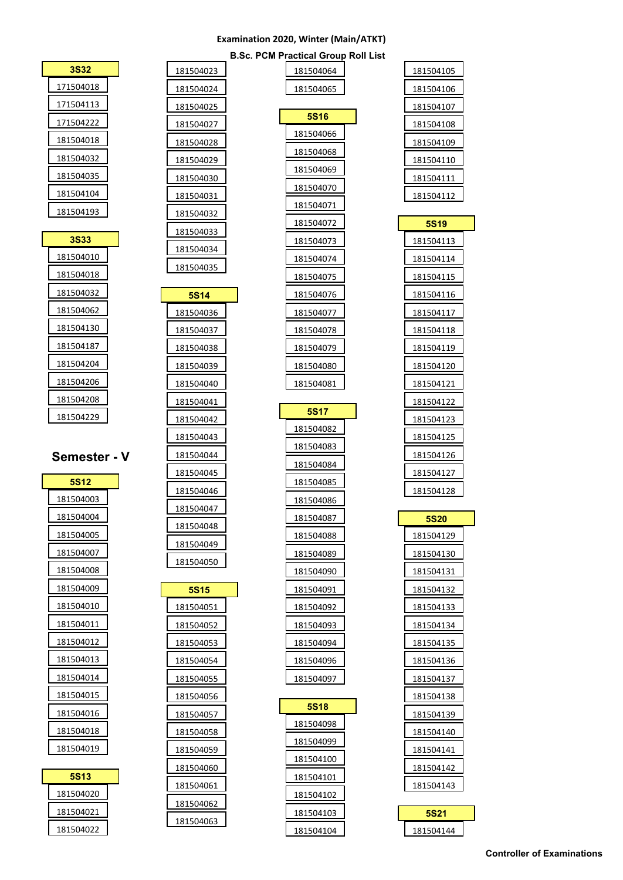**Examination 2020, Winter (Main/ATKT)**

**B.Sc. PCM Practical Group Roll List**

**3S32**

- 171504018
- 171504113
- 171504222
- 181504018
- 181504032
- 181504035
- 181504104
- 181504193

**3S33**

- 181504010
- 181504018
- 181504032
- 181504062
- 181504130
- 181504187
- 181504204
- 181504206
- 181504208
- 181504229

## Semester - V

**5S12**

- 181504003
- 181504004
- 181504005
- 181504007
- 181504008
- 181504009
- 181504010
- 181504011
- 181504012
- 181504013
- 181504014
- 181504015
- 181504016
- 181504018
- 181504019

**5S13**

- 181504020
- 181504021
- 181504022
- 181504023
- 181504024
- 181504025
- 181504027
- 181504028
- 181504029
- 181504030
- 181504031
- 181504032
- 181504033
- 181504034
- 181504035

**5S14**

- 181504036
- 181504037
- 181504038
- 181504039
- 181504040
- 181504041
- 181504042
- 181504043
- 181504044
- 181504045
- 181504046
- 181504047
- 181504048
- 181504049
- 181504050

**5S15**

- 181504051
- 181504052
- 181504053
- 181504054
- 181504055
- 181504056
- 181504057
- 181504058
- 181504059
- 181504060
- 181504061
- 181504062
- 181504063
- 181504064
- 181504065

**5S16**

- 181504066
- 181504068
- 181504069
- 181504070
- 181504071
- 181504072
- 181504073
- 181504074
- 181504075
- 181504076
- 181504077
- 181504078
- 181504079
- 181504080
- 181504081

**5S17**

- 181504082
- 181504083
- 181504084
- 181504085
- 181504086
- 181504087
- 181504088
- 181504089
- 181504090
- 181504091
- 181504092
- 181504093
- 181504094
- 181504096
- 181504097

**5S18**

- 181504098
- 181504099
- 181504100
- 181504101
- 181504102
- 181504103
- 181504104
- 181504105
- 181504106
- 181504107
- 181504108
- 181504109
- 181504110
- 181504111
- 181504112

**5S19**

- 181504113
- 181504114
- 181504115
- 181504116
- 181504117
- 181504118
- 181504119
- 181504120
- 181504121
- 181504122
- 181504123
- 181504125
- 181504126
- 181504127
- 181504128

**5S20**

- 181504129
- 181504130
- 181504131
- 181504132
- 181504133
- 181504134
- 181504135
- 181504136
- 181504137
- 181504138
- 181504139
- 181504140
- 181504141
- 181504142
- 181504143

**5S21**

- 181504144

**Controller of Examinations**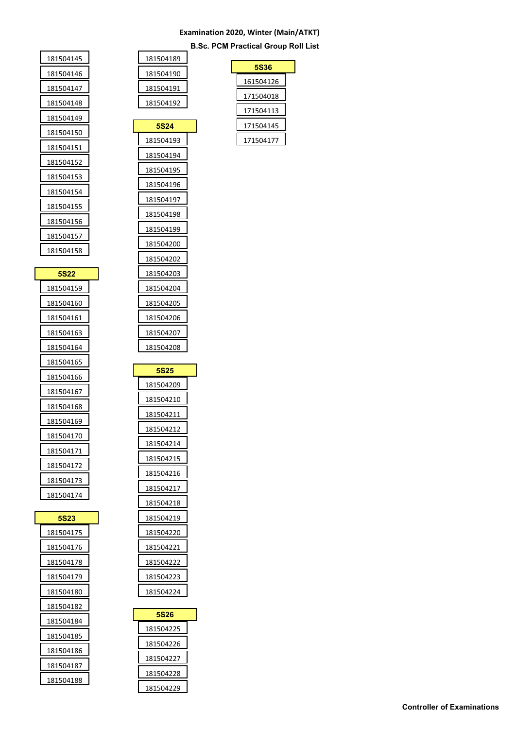**Examination 2020, Winter (Main/ATKT)**

**B.Sc. PCM Practical Group Roll List**

181504145
181504146
181504147
181504148
181504149
181504150
181504151
181504152
181504153
181504154
181504155
181504156
181504157
181504158

**5S22**

181504159
181504160
181504161
181504163
181504164
181504165
181504166
181504167
181504168
181504169
181504170
181504171
181504172
181504173
181504174

**5S23**

181504175
181504176
181504178
181504179
181504180
181504182
181504184
181504185
181504186
181504187
181504188
181504189
181504190
181504191
181504192

**5S24**

181504193
181504194
181504195
181504196
181504197
181504198
181504199
181504200
181504202
181504203
181504204
181504205
181504206
181504207
181504208

**5S25**

181504209
181504210
181504211
181504212
181504214
181504215
181504216
181504217
181504218
181504219
181504220
181504221
181504222
181504223
181504224

**5S26**

181504225
181504226
181504227
181504228
181504229

**5S36**

161504126
171504018
171504113
171504145
171504177

**Controller of Examinations**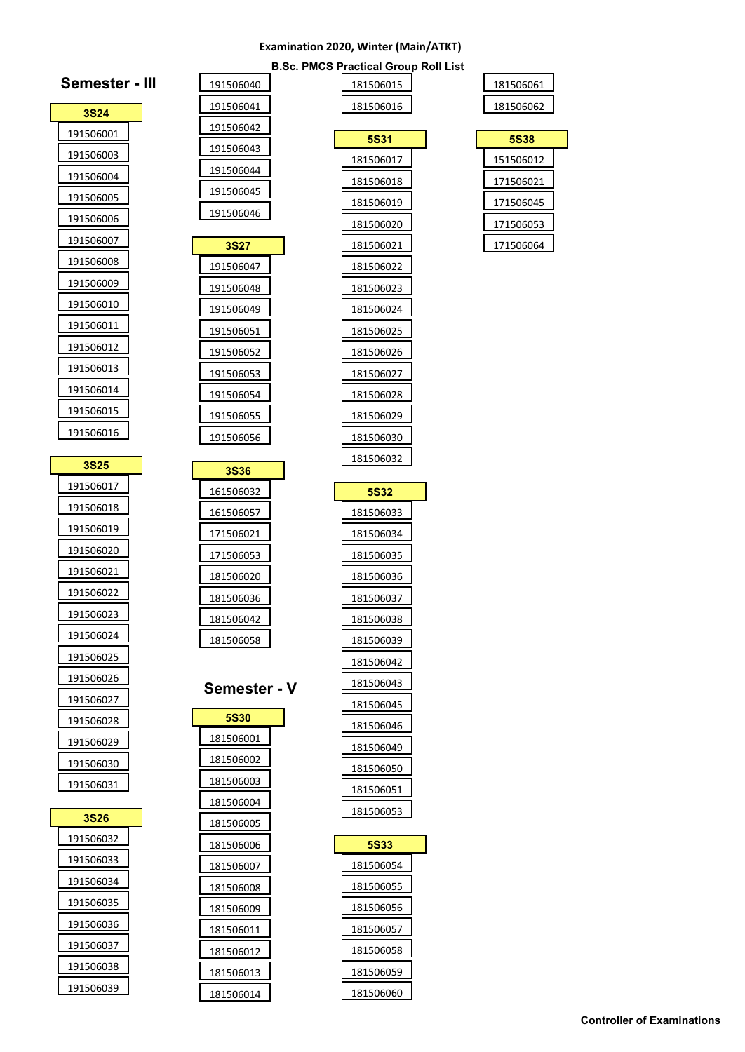**Examination 2020, Winter (Main/ATKT)**

**B.Sc. PMCS Practical Group Roll List**

## Semester - III

**3S24**

- 191506001
- 191506003
- 191506004
- 191506005
- 191506006
- 191506007
- 191506008
- 191506009
- 191506010
- 191506011
- 191506012
- 191506013
- 191506014
- 191506015
- 191506016

**3S25**

- 191506017
- 191506018
- 191506019
- 191506020
- 191506021
- 191506022
- 191506023
- 191506024
- 191506025
- 191506026
- 191506027
- 191506028
- 191506029
- 191506030
- 191506031

**3S26**

- 191506032
- 191506033
- 191506034
- 191506035
- 191506036
- 191506037
- 191506038
- 191506039
- 191506040
- 191506041
- 191506042
- 191506043
- 191506044
- 191506045
- 191506046

**3S27**

- 191506047
- 191506048
- 191506049
- 191506051
- 191506052
- 191506053
- 191506054
- 191506055
- 191506056

**3S36**

- 161506032
- 161506057
- 171506021
- 171506053
- 181506020
- 181506036
- 181506042
- 181506058

## Semester - V

**5S30**

- 181506001
- 181506002
- 181506003
- 181506004
- 181506005
- 181506006
- 181506007
- 181506008
- 181506009
- 181506011
- 181506012
- 181506013
- 181506014
- 181506015
- 181506016

**5S31**

- 181506017
- 181506018
- 181506019
- 181506020
- 181506021
- 181506022
- 181506023
- 181506024
- 181506025
- 181506026
- 181506027
- 181506028
- 181506029
- 181506030
- 181506032

**5S32**

- 181506033
- 181506034
- 181506035
- 181506036
- 181506037
- 181506038
- 181506039
- 181506042
- 181506043
- 181506045
- 181506046
- 181506049
- 181506050
- 181506051
- 181506053

**5S33**

- 181506054
- 181506055
- 181506056
- 181506057
- 181506058
- 181506059
- 181506060
- 181506061
- 181506062

**5S38**

- 151506012
- 171506021
- 171506045
- 171506053
- 171506064

**Controller of Examinations**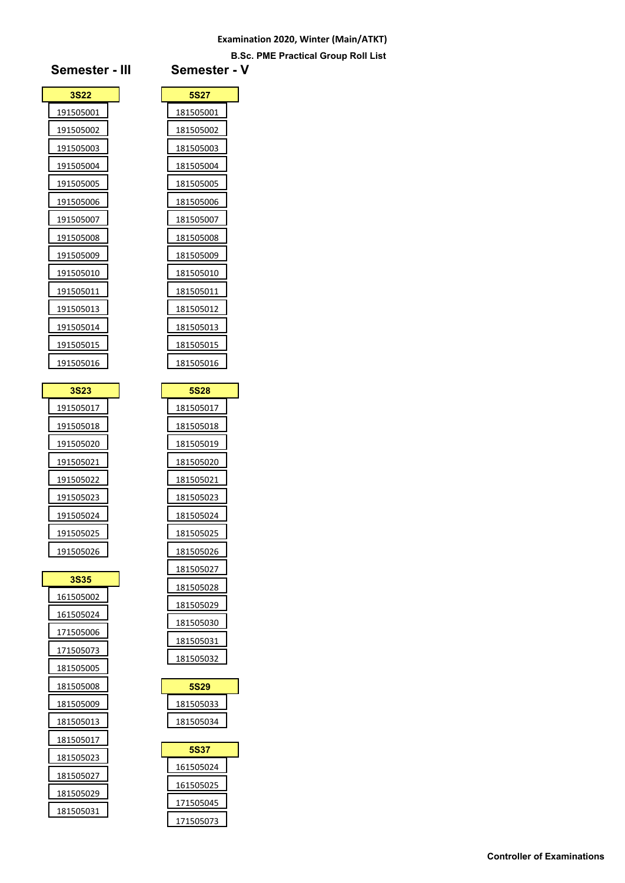**Examination 2020, Winter (Main/ATKT)**

**B.Sc. PME Practical Group Roll List**

## Semester - III

| 3S22 |
|---|
| 191505001 |
| 191505002 |
| 191505003 |
| 191505004 |
| 191505005 |
| 191505006 |
| 191505007 |
| 191505008 |
| 191505009 |
| 191505010 |
| 191505011 |
| 191505013 |
| 191505014 |
| 191505015 |
| 191505016 |

| 3S23 |
|---|
| 191505017 |
| 191505018 |
| 191505020 |
| 191505021 |
| 191505022 |
| 191505023 |
| 191505024 |
| 191505025 |
| 191505026 |

| 3S35 |
|---|
| 161505002 |
| 161505024 |
| 171505006 |
| 171505073 |
| 181505005 |
| 181505008 |
| 181505009 |
| 181505013 |
| 181505017 |
| 181505023 |
| 181505027 |
| 181505029 |
| 181505031 |

## Semester - V

| 5S27 |
|---|
| 181505001 |
| 181505002 |
| 181505003 |
| 181505004 |
| 181505005 |
| 181505006 |
| 181505007 |
| 181505008 |
| 181505009 |
| 181505010 |
| 181505011 |
| 181505012 |
| 181505013 |
| 181505015 |
| 181505016 |

| 5S28 |
|---|
| 181505017 |
| 181505018 |
| 181505019 |
| 181505020 |
| 181505021 |
| 181505023 |
| 181505024 |
| 181505025 |
| 181505026 |
| 181505027 |
| 181505028 |
| 181505029 |
| 181505030 |
| 181505031 |
| 181505032 |

| 5S29 |
|---|
| 181505033 |
| 181505034 |

| 5S37 |
|---|
| 161505024 |
| 161505025 |
| 171505045 |
| 171505073 |

**Controller of Examinations**